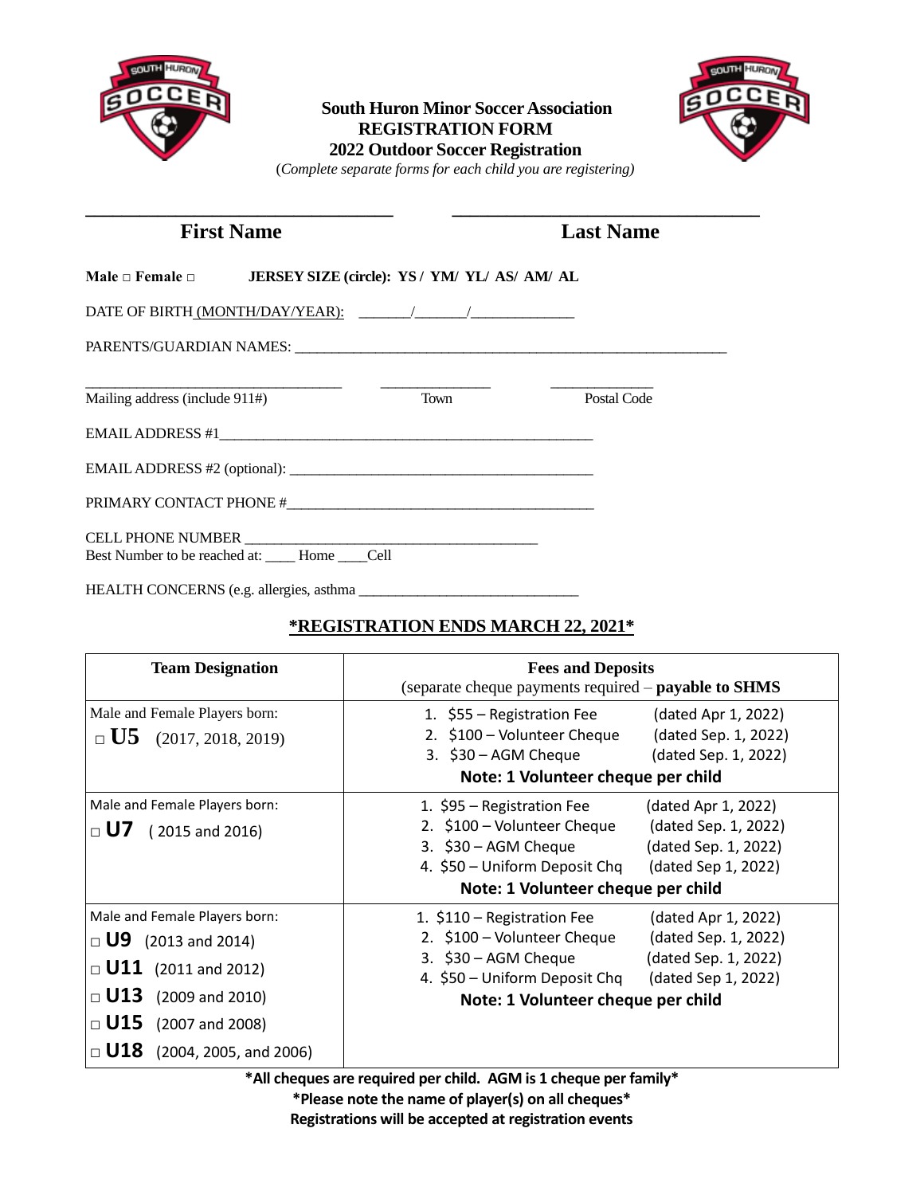# South Huron Minor Soccer Association
## REGISTRATION FORM
## 2022 Outdoor Soccer Registration

(*Complete separate forms for each child you are registering*)

________________________________ ________________________________

**First Name** **Last Name**

**Male □ Female □** **JERSEY SIZE (circle): YS / YM/ YL/ AS/ AM/ AL**

DATE OF BIRTH (MONTH/DAY/YEAR): _______/_______/______________

PARENTS/GUARDIAN NAMES: ____________________________________________________________

___________________________________ _______________ ______________

Mailing address (include 911#) Town Postal Code

EMAIL ADDRESS #1_____________________________________________________

EMAIL ADDRESS #2 (optional): ___________________________________________

PRIMARY CONTACT PHONE #___________________________________________

CELL PHONE NUMBER ________________________________________

Best Number to be reached at: ____ Home ____Cell

HEALTH CONCERNS (e.g. allergies, asthma ______________________________

**\*REGISTRATION ENDS MARCH 22, 2021\***

| **Team Designation** | **Fees and Deposits**<br>(separate cheque payments required – **payable to SHMS** |
|---|---|
| Male and Female Players born:<br>□ **U5** (2017, 2018, 2019) | 1. $55 – Registration Fee (dated Apr 1, 2022)<br>2. $100 – Volunteer Cheque (dated Sep. 1, 2022)<br>3. $30 – AGM Cheque (dated Sep. 1, 2022)<br>**Note: 1 Volunteer cheque per child** |
| Male and Female Players born:<br>□ **U7** ( 2015 and 2016) | 1. $95 – Registration Fee (dated Apr 1, 2022)<br>2. $100 – Volunteer Cheque (dated Sep. 1, 2022)<br>3. $30 – AGM Cheque (dated Sep. 1, 2022)<br>4. $50 – Uniform Deposit Chq (dated Sep 1, 2022)<br>**Note: 1 Volunteer cheque per child** |
| Male and Female Players born:<br>□ **U9** (2013 and 2014)<br>□ **U11** (2011 and 2012)<br>□ **U13** (2009 and 2010)<br>□ **U15** (2007 and 2008)<br>□ **U18** (2004, 2005, and 2006) | 1. $110 – Registration Fee (dated Apr 1, 2022)<br>2. $100 – Volunteer Cheque (dated Sep. 1, 2022)<br>3. $30 – AGM Cheque (dated Sep. 1, 2022)<br>4. $50 – Uniform Deposit Chq (dated Sep 1, 2022)<br>**Note: 1 Volunteer cheque per child** |

**\*All cheques are required per child. AGM is 1 cheque per family\***

**\*Please note the name of player(s) on all cheques\***

**Registrations will be accepted at registration events**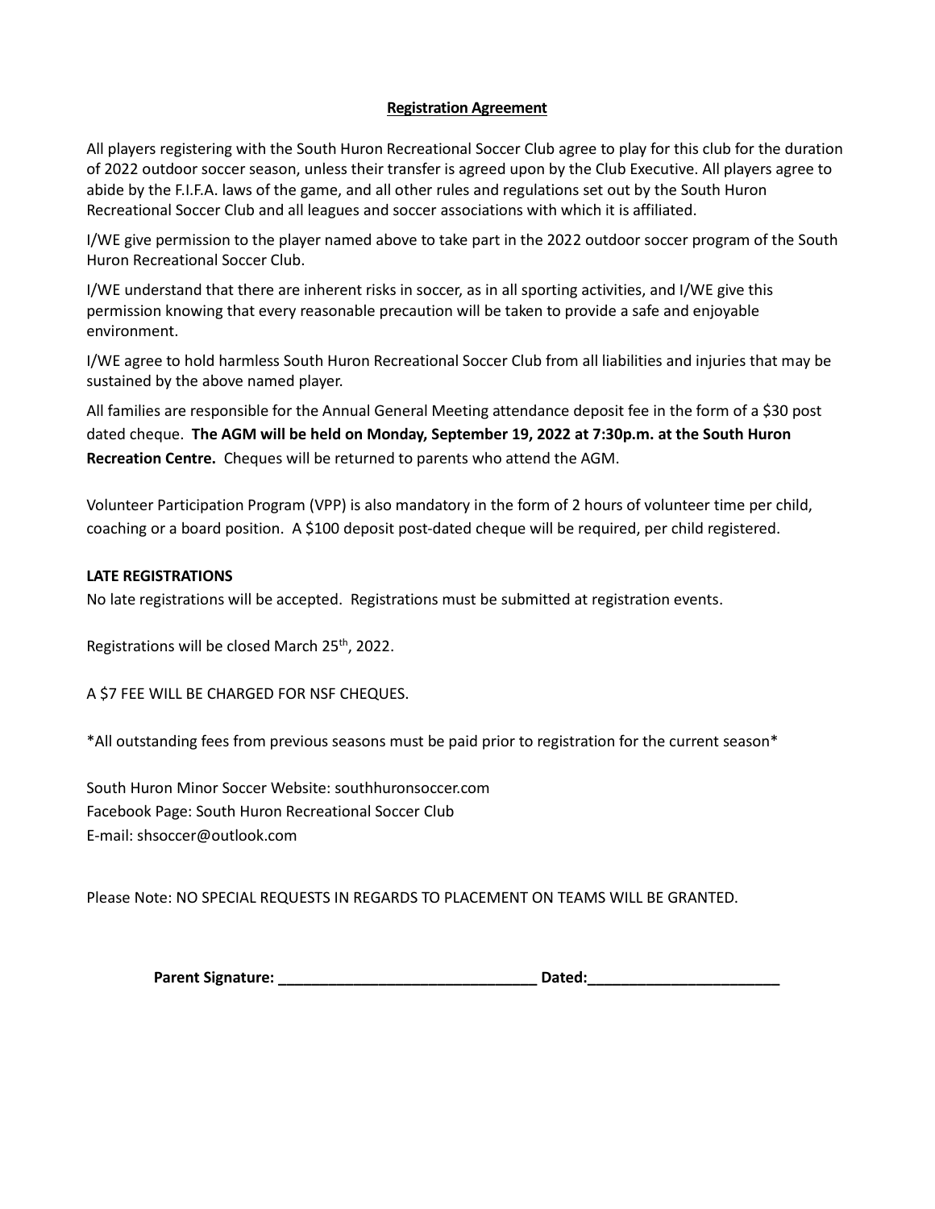## Registration Agreement

All players registering with the South Huron Recreational Soccer Club agree to play for this club for the duration of 2022 outdoor soccer season, unless their transfer is agreed upon by the Club Executive. All players agree to abide by the F.I.F.A. laws of the game, and all other rules and regulations set out by the South Huron Recreational Soccer Club and all leagues and soccer associations with which it is affiliated.

I/WE give permission to the player named above to take part in the 2022 outdoor soccer program of the South Huron Recreational Soccer Club.

I/WE understand that there are inherent risks in soccer, as in all sporting activities, and I/WE give this permission knowing that every reasonable precaution will be taken to provide a safe and enjoyable environment.

I/WE agree to hold harmless South Huron Recreational Soccer Club from all liabilities and injuries that may be sustained by the above named player.

All families are responsible for the Annual General Meeting attendance deposit fee in the form of a $30 post dated cheque. **The AGM will be held on Monday, September 19, 2022 at 7:30p.m. at the South Huron Recreation Centre.** Cheques will be returned to parents who attend the AGM.

Volunteer Participation Program (VPP) is also mandatory in the form of 2 hours of volunteer time per child, coaching or a board position. A $100 deposit post-dated cheque will be required, per child registered.

**LATE REGISTRATIONS**

No late registrations will be accepted. Registrations must be submitted at registration events.

Registrations will be closed March 25th, 2022.

A $7 FEE WILL BE CHARGED FOR NSF CHEQUES.

*All outstanding fees from previous seasons must be paid prior to registration for the current season*

South Huron Minor Soccer Website: southhuronsoccer.com
Facebook Page: South Huron Recreational Soccer Club
E-mail: shsoccer@outlook.com

Please Note: NO SPECIAL REQUESTS IN REGARDS TO PLACEMENT ON TEAMS WILL BE GRANTED.

**Parent Signature: _______________________________ Dated:_______________________**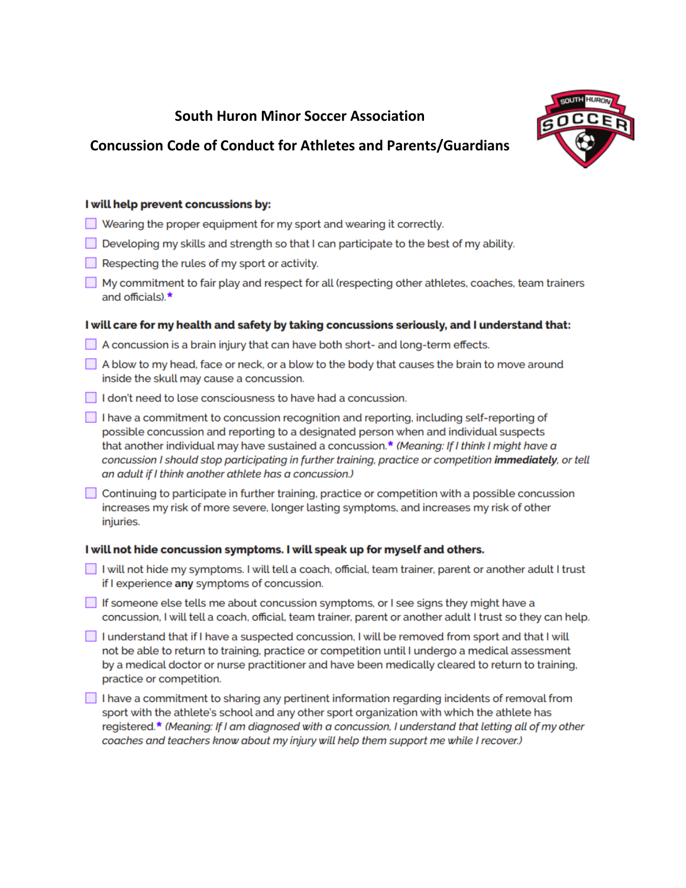# South Huron Minor Soccer Association

## Concussion Code of Conduct for Athletes and Parents/Guardians

**I will help prevent concussions by:**

- [ ] Wearing the proper equipment for my sport and wearing it correctly.
- [ ] Developing my skills and strength so that I can participate to the best of my ability.
- [ ] Respecting the rules of my sport or activity.
- [ ] My commitment to fair play and respect for all (respecting other athletes, coaches, team trainers and officials).*

**I will care for my health and safety by taking concussions seriously, and I understand that:**

- [ ] A concussion is a brain injury that can have both short- and long-term effects.
- [ ] A blow to my head, face or neck, or a blow to the body that causes the brain to move around inside the skull may cause a concussion.
- [ ] I don't need to lose consciousness to have had a concussion.
- [ ] I have a commitment to concussion recognition and reporting, including self-reporting of possible concussion and reporting to a designated person when and individual suspects that another individual may have sustained a concussion.* *(Meaning: If I think I might have a concussion I should stop participating in further training, practice or competition* ***immediately****, or tell an adult if I think another athlete has a concussion.)*
- [ ] Continuing to participate in further training, practice or competition with a possible concussion increases my risk of more severe, longer lasting symptoms, and increases my risk of other injuries.

**I will not hide concussion symptoms. I will speak up for myself and others.**

- [ ] I will not hide my symptoms. I will tell a coach, official, team trainer, parent or another adult I trust if I experience **any** symptoms of concussion.
- [ ] If someone else tells me about concussion symptoms, or I see signs they might have a concussion, I will tell a coach, official, team trainer, parent or another adult I trust so they can help.
- [ ] I understand that if I have a suspected concussion, I will be removed from sport and that I will not be able to return to training, practice or competition until I undergo a medical assessment by a medical doctor or nurse practitioner and have been medically cleared to return to training, practice or competition.
- [ ] I have a commitment to sharing any pertinent information regarding incidents of removal from sport with the athlete's school and any other sport organization with which the athlete has registered.* *(Meaning: If I am diagnosed with a concussion, I understand that letting all of my other coaches and teachers know about my injury will help them support me while I recover.)*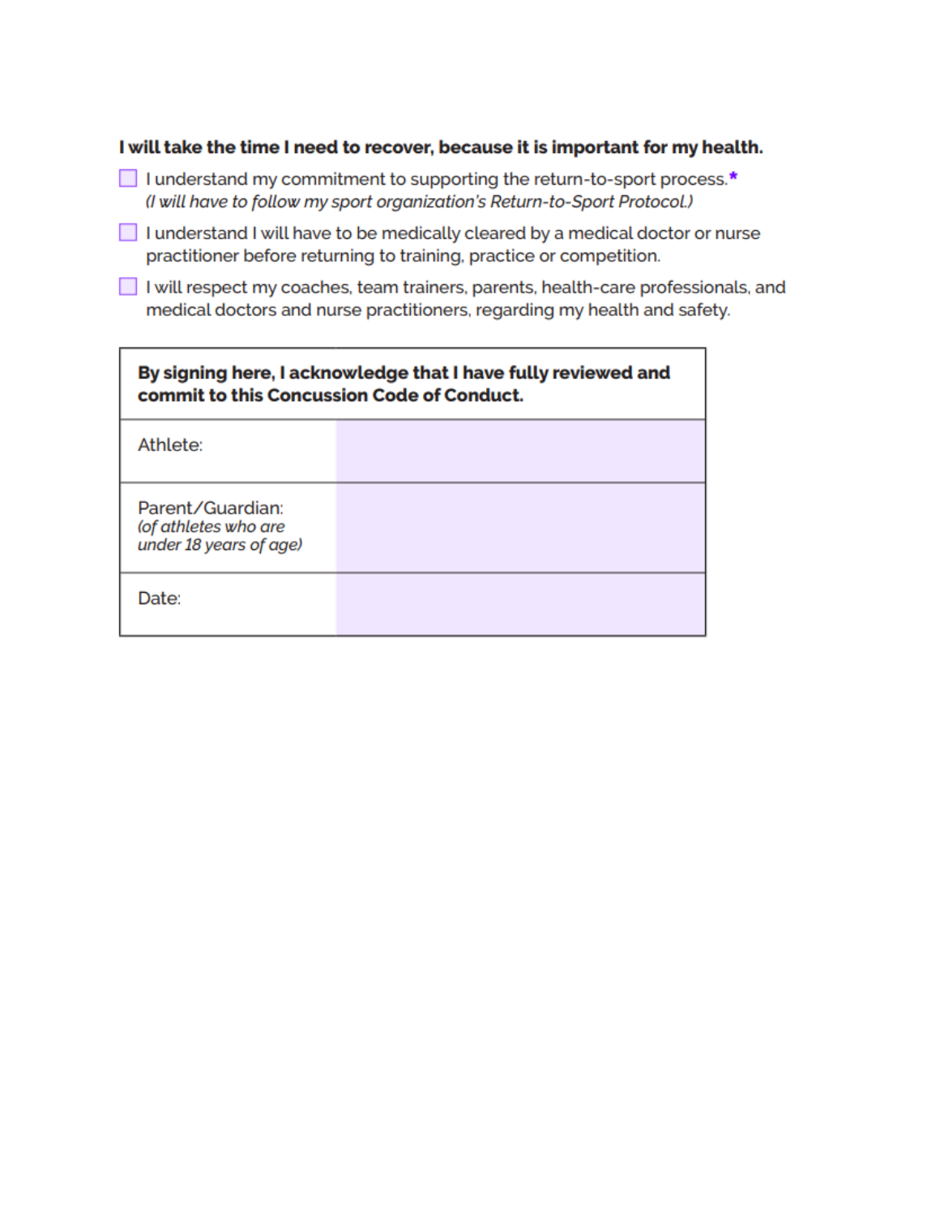**I will take the time I need to recover, because it is important for my health.**

- ☐ I understand my commitment to supporting the return-to-sport process.*
  *(I will have to follow my sport organization's Return-to-Sport Protocol.)*
- ☐ I understand I will have to be medically cleared by a medical doctor or nurse practitioner before returning to training, practice or competition.
- ☐ I will respect my coaches, team trainers, parents, health-care professionals, and medical doctors and nurse practitioners, regarding my health and safety.

| **By signing here, I acknowledge that I have fully reviewed and commit to this Concussion Code of Conduct.** | |
|---|---|
| Athlete: | |
| Parent/Guardian: *(of athletes who are under 18 years of age)* | |
| Date: | |